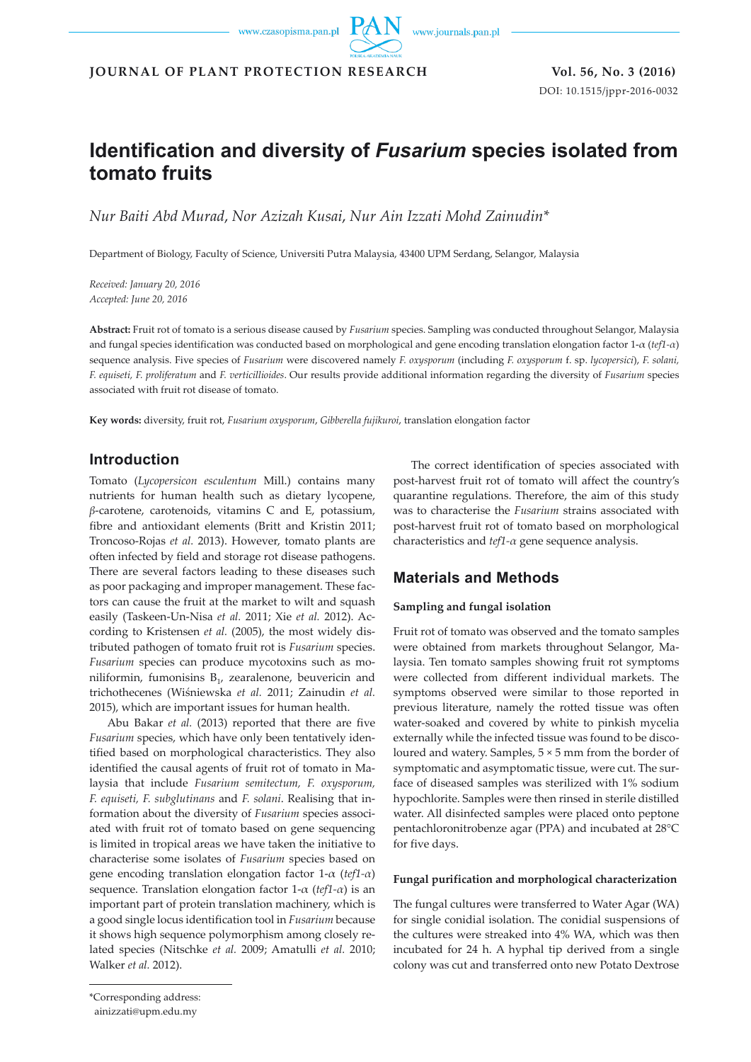# Identification and diversity of *Fusarium* species isolated from tomato fruits

*Nur Baiti Abd Murad, Nor Azizah Kusai, Nur Ain Izzati Mohd Zainudin**

Department of Biology, Faculty of Science, Universiti Putra Malaysia, 43400 UPM Serdang, Selangor, Malaysia

*Received: January 20, 2016*
*Accepted: June 20, 2016*

**Abstract:** Fruit rot of tomato is a serious disease caused by *Fusarium* species. Sampling was conducted throughout Selangor, Malaysia and fungal species identification was conducted based on morphological and gene encoding translation elongation factor 1-α (*tef1-α*) sequence analysis. Five species of *Fusarium* were discovered namely *F. oxysporum* (including *F. oxysporum* f. sp. *lycopersici*), *F. solani, F. equiseti, F. proliferatum* and *F. verticillioides*. Our results provide additional information regarding the diversity of *Fusarium* species associated with fruit rot disease of tomato.

**Key words:** diversity, fruit rot, *Fusarium oxysporum*, *Gibberella fujikuroi*, translation elongation factor

## Introduction

Tomato (*Lycopersicon esculentum* Mill.) contains many nutrients for human health such as dietary lycopene, *β*-carotene, carotenoids, vitamins C and E, potassium, fibre and antioxidant elements (Britt and Kristin 2011; Troncoso-Rojas *et al.* 2013). However, tomato plants are often infected by field and storage rot disease pathogens. There are several factors leading to these diseases such as poor packaging and improper management. These factors can cause the fruit at the market to wilt and squash easily (Taskeen-Un-Nisa *et al.* 2011; Xie *et al.* 2012). According to Kristensen *et al.* (2005), the most widely distributed pathogen of tomato fruit rot is *Fusarium* species. *Fusarium* species can produce mycotoxins such as moniliformin, fumonisins $B_1$, zearalenone, beuvericin and trichothecenes (Wiśniewska *et al.* 2011; Zainudin *et al.* 2015), which are important issues for human health.

Abu Bakar *et al.* (2013) reported that there are five *Fusarium* species, which have only been tentatively identified based on morphological characteristics. They also identified the causal agents of fruit rot of tomato in Malaysia that include *Fusarium semitectum, F. oxysporum, F. equiseti, F. subglutinans* and *F. solani*. Realising that information about the diversity of *Fusarium* species associated with fruit rot of tomato based on gene sequencing is limited in tropical areas we have taken the initiative to characterise some isolates of *Fusarium* species based on gene encoding translation elongation factor 1-α (*tef1-α*) sequence. Translation elongation factor 1-α (*tef1-α*) is an important part of protein translation machinery, which is a good single locus identification tool in *Fusarium* because it shows high sequence polymorphism among closely related species (Nitschke *et al.* 2009; Amatulli *et al.* 2010; Walker *et al.* 2012).

The correct identification of species associated with post-harvest fruit rot of tomato will affect the country's quarantine regulations. Therefore, the aim of this study was to characterise the *Fusarium* strains associated with post-harvest fruit rot of tomato based on morphological characteristics and *tef1-α* gene sequence analysis.

## Materials and Methods

### Sampling and fungal isolation

Fruit rot of tomato was observed and the tomato samples were obtained from markets throughout Selangor, Malaysia. Ten tomato samples showing fruit rot symptoms were collected from different individual markets. The symptoms observed were similar to those reported in previous literature, namely the rotted tissue was often water-soaked and covered by white to pinkish mycelia externally while the infected tissue was found to be discoloured and watery. Samples, 5 × 5 mm from the border of symptomatic and asymptomatic tissue, were cut. The surface of diseased samples was sterilized with 1% sodium hypochlorite. Samples were then rinsed in sterile distilled water. All disinfected samples were placed onto peptone pentachloronitrobenze agar (PPA) and incubated at 28°C for five days.

### Fungal purification and morphological characterization

The fungal cultures were transferred to Water Agar (WA) for single conidial isolation. The conidial suspensions of the cultures were streaked into 4% WA, which was then incubated for 24 h. A hyphal tip derived from a single colony was cut and transferred onto new Potato Dextrose

*Corresponding address:
ainizzati@upm.edu.my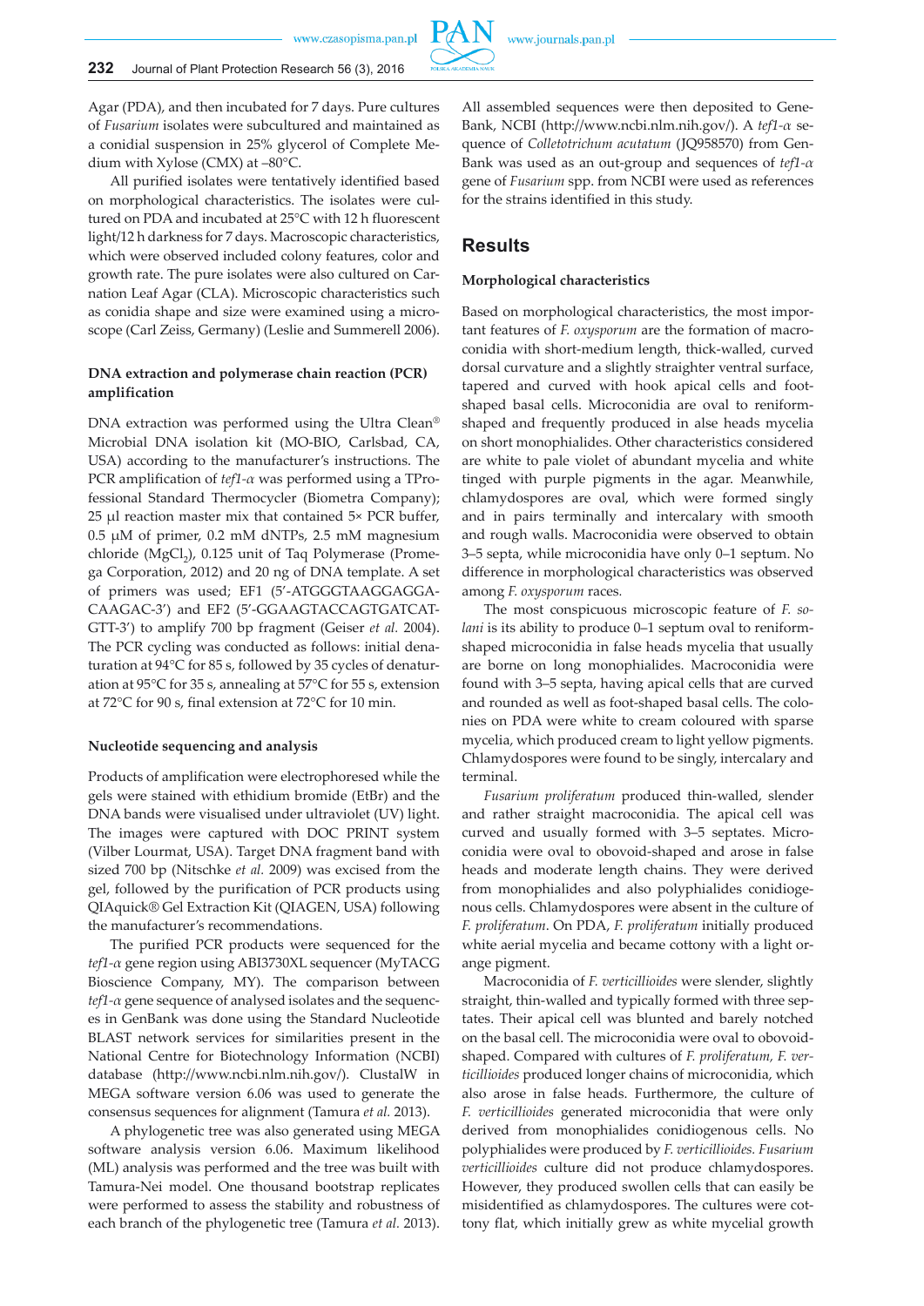Agar (PDA), and then incubated for 7 days. Pure cultures of *Fusarium* isolates were subcultured and maintained as a conidial suspension in 25% glycerol of Complete Medium with Xylose (CMX) at –80°C.

All purified isolates were tentatively identified based on morphological characteristics. The isolates were cultured on PDA and incubated at 25°C with 12 h fluorescent light/12 h darkness for 7 days. Macroscopic characteristics, which were observed included colony features, color and growth rate. The pure isolates were also cultured on Carnation Leaf Agar (CLA). Microscopic characteristics such as conidia shape and size were examined using a microscope (Carl Zeiss, Germany) (Leslie and Summerell 2006).

### DNA extraction and polymerase chain reaction (PCR) amplification

DNA extraction was performed using the Ultra Clean® Microbial DNA isolation kit (MO-BIO, Carlsbad, CA, USA) according to the manufacturer's instructions. The PCR amplification of *tef1-α* was performed using a TProfessional Standard Thermocycler (Biometra Company); 25 µl reaction master mix that contained 5× PCR buffer, 0.5 µM of primer, 0.2 mM dNTPs, 2.5 mM magnesium chloride ($MgCl_2$), 0.125 unit of Taq Polymerase (Promega Corporation, 2012) and 20 ng of DNA template. A set of primers was used; EF1 (5'-ATGGGTAAGGAGGACAAGAC-3') and EF2 (5'-GGAAGTACCAGTGATCATGTT-3') to amplify 700 bp fragment (Geiser *et al.* 2004). The PCR cycling was conducted as follows: initial denaturation at 94°C for 85 s, followed by 35 cycles of denaturation at 95°C for 35 s, annealing at 57°C for 55 s, extension at 72°C for 90 s, final extension at 72°C for 10 min.

### Nucleotide sequencing and analysis

Products of amplification were electrophoresed while the gels were stained with ethidium bromide (EtBr) and the DNA bands were visualised under ultraviolet (UV) light. The images were captured with DOC PRINT system (Vilber Lourmat, USA). Target DNA fragment band with sized 700 bp (Nitschke *et al.* 2009) was excised from the gel, followed by the purification of PCR products using QIAquick® Gel Extraction Kit (QIAGEN, USA) following the manufacturer's recommendations.

The purified PCR products were sequenced for the *tef1-α* gene region using ABI3730XL sequencer (MyTACG Bioscience Company, MY). The comparison between *tef1-α* gene sequence of analysed isolates and the sequences in GenBank was done using the Standard Nucleotide BLAST network services for similarities present in the National Centre for Biotechnology Information (NCBI) database (http://www.ncbi.nlm.nih.gov/). ClustalW in MEGA software version 6.06 was used to generate the consensus sequences for alignment (Tamura *et al.* 2013).

A phylogenetic tree was also generated using MEGA software analysis version 6.06. Maximum likelihood (ML) analysis was performed and the tree was built with Tamura-Nei model. One thousand bootstrap replicates were performed to assess the stability and robustness of each branch of the phylogenetic tree (Tamura *et al.* 2013).

All assembled sequences were then deposited to GeneBank, NCBI (http://www.ncbi.nlm.nih.gov/). A *tef1-α* sequence of *Colletotrichum acutatum* (JQ958570) from GenBank was used as an out-group and sequences of *tef1-α* gene of *Fusarium* spp. from NCBI were used as references for the strains identified in this study.

## Results

### Morphological characteristics

Based on morphological characteristics, the most important features of *F. oxysporum* are the formation of macroconidia with short-medium length, thick-walled, curved dorsal curvature and a slightly straighter ventral surface, tapered and curved with hook apical cells and foot-shaped basal cells. Microconidia are oval to reniform-shaped and frequently produced in alse heads mycelia on short monophialides. Other characteristics considered are white to pale violet of abundant mycelia and white tinged with purple pigments in the agar. Meanwhile, chlamydospores are oval, which were formed singly and in pairs terminally and intercalary with smooth and rough walls. Macroconidia were observed to obtain 3–5 septa, while microconidia have only 0–1 septum. No difference in morphological characteristics was observed among *F. oxysporum* races.

The most conspicuous microscopic feature of *F. solani* is its ability to produce 0–1 septum oval to reniform-shaped microconidia in false heads mycelia that usually are borne on long monophialides. Macroconidia were found with 3–5 septa, having apical cells that are curved and rounded as well as foot-shaped basal cells. The colonies on PDA were white to cream coloured with sparse mycelia, which produced cream to light yellow pigments. Chlamydospores were found to be singly, intercalary and terminal.

*Fusarium proliferatum* produced thin-walled, slender and rather straight macroconidia. The apical cell was curved and usually formed with 3–5 septates. Microconidia were oval to obovoid-shaped and arose in false heads and moderate length chains. They were derived from monophialides and also polyphialides conidiogenous cells. Chlamydospores were absent in the culture of *F. proliferatum*. On PDA, *F. proliferatum* initially produced white aerial mycelia and became cottony with a light orange pigment.

Macroconidia of *F. verticillioides* were slender, slightly straight, thin-walled and typically formed with three septates. Their apical cell was blunted and barely notched on the basal cell. The microconidia were oval to obovoid-shaped. Compared with cultures of *F. proliferatum, F. verticillioides* produced longer chains of microconidia, which also arose in false heads. Furthermore, the culture of *F. verticillioides* generated microconidia that were only derived from monophialides conidiogenous cells. No polyphialides were produced by *F. verticillioides. Fusarium verticillioides* culture did not produce chlamydospores. However, they produced swollen cells that can easily be misidentified as chlamydospores. The cultures were cottony flat, which initially grew as white mycelial growth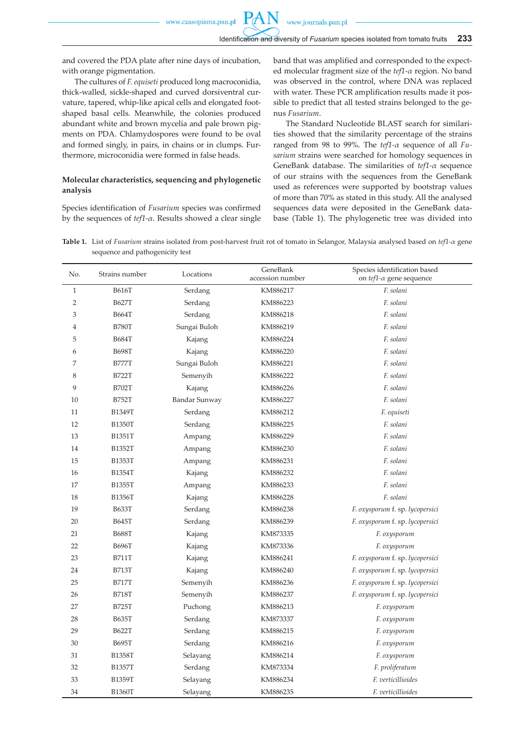and covered the PDA plate after nine days of incubation, with orange pigmentation.

The cultures of *F. equiseti* produced long macroconidia, thick-walled, sickle-shaped and curved dorsiventral curvature, tapered, whip-like apical cells and elongated foot-shaped basal cells. Meanwhile, the colonies produced abundant white and brown mycelia and pale brown pigments on PDA. Chlamydospores were found to be oval and formed singly, in pairs, in chains or in clumps. Furthermore, microconidia were formed in false heads.

**Molecular characteristics, sequencing and phylogenetic analysis**

Species identification of *Fusarium* species was confirmed by the sequences of *tef1-α*. Results showed a clear single band that was amplified and corresponded to the expected molecular fragment size of the *tef1-α* region. No band was observed in the control, where DNA was replaced with water. These PCR amplification results made it possible to predict that all tested strains belonged to the genus *Fusarium*.

The Standard Nucleotide BLAST search for similarities showed that the similarity percentage of the strains ranged from 98 to 99%. The *tef1-α* sequence of all *Fusarium* strains were searched for homology sequences in GeneBank database. The similarities of *tef1-α* sequence of our strains with the sequences from the GeneBank used as references were supported by bootstrap values of more than 70% as stated in this study. All the analysed sequences data were deposited in the GeneBank database (Table 1). The phylogenetic tree was divided into

**Table 1.** List of *Fusarium* strains isolated from post-harvest fruit rot of tomato in Selangor, Malaysia analysed based on *tef1-α* gene sequence and pathogenicity test

| No. | Strains number | Locations | GeneBank accession number | Species identification based on *tef1-α* gene sequence |
|---|---|---|---|---|
| 1 | B616T | Serdang | KM886217 | *F. solani* |
| 2 | B627T | Serdang | KM886223 | *F. solani* |
| 3 | B664T | Serdang | KM886218 | *F. solani* |
| 4 | B780T | Sungai Buloh | KM886219 | *F. solani* |
| 5 | B684T | Kajang | KM886224 | *F. solani* |
| 6 | B698T | Kajang | KM886220 | *F. solani* |
| 7 | B777T | Sungai Buloh | KM886221 | *F. solani* |
| 8 | B722T | Semenyih | KM886222 | *F. solani* |
| 9 | B702T | Kajang | KM886226 | *F. solani* |
| 10 | B752T | Bandar Sunway | KM886227 | *F. solani* |
| 11 | B1349T | Serdang | KM886212 | *F. equiseti* |
| 12 | B1350T | Serdang | KM886225 | *F. solani* |
| 13 | B1351T | Ampang | KM886229 | *F. solani* |
| 14 | B1352T | Ampang | KM886230 | *F. solani* |
| 15 | B1353T | Ampang | KM886231 | *F. solani* |
| 16 | B1354T | Kajang | KM886232 | *F. solani* |
| 17 | B1355T | Ampang | KM886233 | *F. solani* |
| 18 | B1356T | Kajang | KM886228 | *F. solani* |
| 19 | B633T | Serdang | KM886238 | *F. oxysporum* f. sp. *lycopersici* |
| 20 | B645T | Serdang | KM886239 | *F. oxysporum* f. sp. *lycopersici* |
| 21 | B688T | Kajang | KM873335 | *F. oxysporum* |
| 22 | B696T | Kajang | KM873336 | *F. oxysporum* |
| 23 | B711T | Kajang | KM886241 | *F. oxysporum* f. sp. *lycopersici* |
| 24 | B713T | Kajang | KM886240 | *F. oxysporum* f. sp. *lycopersici* |
| 25 | B717T | Semenyih | KM886236 | *F. oxysporum* f. sp. *lycopersici* |
| 26 | B718T | Semenyih | KM886237 | *F. oxysporum* f. sp. *lycopersici* |
| 27 | B725T | Puchong | KM886213 | *F. oxysporum* |
| 28 | B635T | Serdang | KM873337 | *F. oxysporum* |
| 29 | B622T | Serdang | KM886215 | *F. oxysporum* |
| 30 | B695T | Serdang | KM886216 | *F. oxysporum* |
| 31 | B1358T | Selayang | KM886214 | *F. oxysporum* |
| 32 | B1357T | Serdang | KM873334 | *F. proliferatum* |
| 33 | B1359T | Selayang | KM886234 | *F. verticillioides* |
| 34 | B1360T | Selayang | KM886235 | *F. verticillioides* |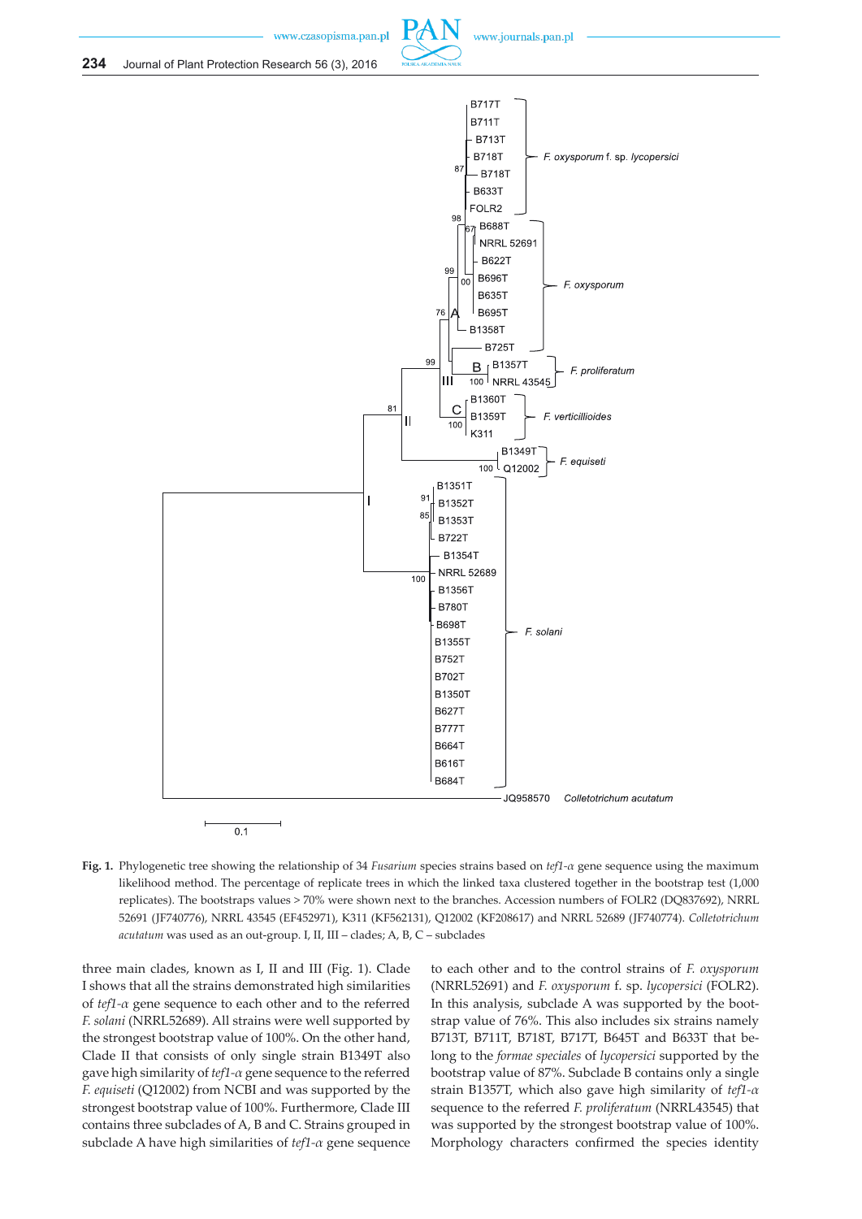**Fig. 1.** Phylogenetic tree showing the relationship of 34 *Fusarium* species strains based on *tef1-α* gene sequence using the maximum likelihood method. The percentage of replicate trees in which the linked taxa clustered together in the bootstrap test (1,000 replicates). The bootstraps values > 70% were shown next to the branches. Accession numbers of FOLR2 (DQ837692), NRRL 52691 (JF740776), NRRL 43545 (EF452971), K311 (KF562131), Q12002 (KF208617) and NRRL 52689 (JF740774). *Colletotrichum acutatum* was used as an out-group. I, II, III – clades; A, B, C – subclades

three main clades, known as I, II and III (Fig. 1). Clade I shows that all the strains demonstrated high similarities of *tef1-α* gene sequence to each other and to the referred *F. solani* (NRRL52689). All strains were well supported by the strongest bootstrap value of 100%. On the other hand, Clade II that consists of only single strain B1349T also gave high similarity of *tef1-α* gene sequence to the referred *F. equiseti* (Q12002) from NCBI and was supported by the strongest bootstrap value of 100%. Furthermore, Clade III contains three subclades of A, B and C. Strains grouped in subclade A have high similarities of *tef1-α* gene sequence to each other and to the control strains of *F. oxysporum* (NRRL52691) and *F. oxysporum* f. sp. *lycopersici* (FOLR2). In this analysis, subclade A was supported by the bootstrap value of 76%. This also includes six strains namely B713T, B711T, B718T, B717T, B645T and B633T that belong to the *formae speciales* of *lycopersici* supported by the bootstrap value of 87%. Subclade B contains only a single strain B1357T, which also gave high similarity of *tef1-α* sequence to the referred *F. proliferatum* (NRRL43545) that was supported by the strongest bootstrap value of 100%. Morphology characters confirmed the species identity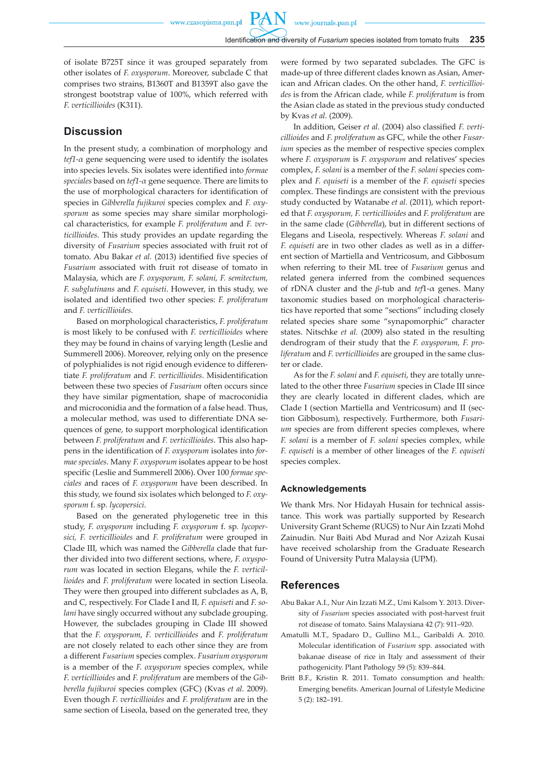of isolate B725T since it was grouped separately from other isolates of *F. oxysporum*. Moreover, subclade C that comprises two strains, B1360T and B1359T also gave the strongest bootstrap value of 100%, which referred with *F. verticillioides* (K311).

## Discussion

In the present study, a combination of morphology and *tef1-α* gene sequencing were used to identify the isolates into species levels. Six isolates were identified into *formae speciales* based on *tef1-α* gene sequence. There are limits to the use of morphological characters for identification of species in *Gibberella fujikuroi* species complex and *F. oxysporum* as some species may share similar morphological characteristics, for example *F. proliferatum* and *F. verticillioides*. This study provides an update regarding the diversity of *Fusarium* species associated with fruit rot of tomato. Abu Bakar *et al.* (2013) identified five species of *Fusarium* associated with fruit rot disease of tomato in Malaysia, which are *F. oxysporum, F. solani, F. semitectum, F. subglutinans* and *F. equiseti*. However, in this study, we isolated and identified two other species: *F. proliferatum* and *F. verticillioides*.

Based on morphological characteristics, *F. proliferatum* is most likely to be confused with *F. verticillioides* where they may be found in chains of varying length (Leslie and Summerell 2006). Moreover, relying only on the presence of polyphialides is not rigid enough evidence to differentiate *F. proliferatum* and *F. verticillioides*. Misidentification between these two species of *Fusarium* often occurs since they have similar pigmentation, shape of macroconidia and microconidia and the formation of a false head. Thus, a molecular method, was used to differentiate DNA sequences of gene, to support morphological identification between *F. proliferatum* and *F. verticillioides*. This also happens in the identification of *F. oxysporum* isolates into *formae speciales*. Many *F. oxysporum* isolates appear to be host specific (Leslie and Summerell 2006). Over 100 *formae speciales* and races of *F. oxysporum* have been described. In this study, we found six isolates which belonged to *F. oxysporum* f. sp. *lycopersici*.

Based on the generated phylogenetic tree in this study, *F. oxysporum* including *F. oxysporum* f. sp. *lycopersici, F. verticillioides* and *F. proliferatum* were grouped in Clade III, which was named the *Gibberella* clade that further divided into two different sections, where, *F. oxysporum* was located in section Elegans, while the *F. verticillioides* and *F. proliferatum* were located in section Liseola. They were then grouped into different subclades as A, B, and C, respectively. For Clade I and II, *F. equiseti* and *F. solani* have singly occurred without any subclade grouping. However, the subclades grouping in Clade III showed that the *F. oxysporum*, *F. verticillioides* and *F. proliferatum* are not closely related to each other since they are from a different *Fusarium* species complex. *Fusarium oxysporum* is a member of the *F. oxysporum* species complex, while *F. verticillioides* and *F. proliferatum* are members of the *Gibberella fujikuroi* species complex (GFC) (Kvas *et al.* 2009). Even though *F. verticillioides* and *F. proliferatum* are in the same section of Liseola, based on the generated tree, they were formed by two separated subclades. The GFC is made-up of three different clades known as Asian, American and African clades. On the other hand, *F. verticillioides* is from the African clade, while *F. proliferatum* is from the Asian clade as stated in the previous study conducted by Kvas *et al.* (2009).

In addition, Geiser *et al.* (2004) also classified *F. verticillioides* and *F. proliferatum* as GFC, while the other *Fusarium* species as the member of respective species complex where *F. oxysporum* is *F. oxysporum* and relatives' species complex, *F. solani* is a member of the *F. solani* species complex and *F. equiseti* is a member of the *F. equiseti* species complex. These findings are consistent with the previous study conducted by Watanabe *et al.* (2011), which reported that *F. oxysporum, F. verticillioides* and *F. proliferatum* are in the same clade (*Gibberella*), but in different sections of Elegans and Liseola, respectively. Whereas *F. solani* and *F. equiseti* are in two other clades as well as in a different section of Martiella and Ventricosum, and Gibbosum when referring to their ML tree of *Fusarium* genus and related genera inferred from the combined sequences of rDNA cluster and the *β*-tub and *tef1-α* genes. Many taxonomic studies based on morphological characteristics have reported that some "sections" including closely related species share some "synapomorphic" character states. Nitschke *et al.* (2009) also stated in the resulting dendrogram of their study that the *F. oxysporum, F. proliferatum* and *F. verticillioides* are grouped in the same cluster or clade.

As for the *F. solani* and *F. equiseti*, they are totally unrelated to the other three *Fusarium* species in Clade III since they are clearly located in different clades, which are Clade I (section Martiella and Ventricosum) and II (section Gibbosum), respectively. Furthermore, both *Fusarium* species are from different species complexes, where *F. solani* is a member of *F. solani* species complex, while *F. equiseti* is a member of other lineages of the *F. equiseti* species complex.

### Acknowledgements

We thank Mrs. Nor Hidayah Husain for technical assistance. This work was partially supported by Research University Grant Scheme (RUGS) to Nur Ain Izzati Mohd Zainudin. Nur Baiti Abd Murad and Nor Azizah Kusai have received scholarship from the Graduate Research Found of University Putra Malaysia (UPM).

## References

Abu Bakar A.I., Nur Ain Izzati M.Z., Umi Kalsom Y. 2013. Diversity of *Fusarium* species associated with post-harvest fruit rot disease of tomato. Sains Malaysiana 42 (7): 911–920.

Amatulli M.T., Spadaro D., Gullino M.L., Garibaldi A. 2010. Molecular identification of *Fusarium* spp. associated with bakanae disease of rice in Italy and assessment of their pathogenicity. Plant Pathology 59 (5): 839–844.

Britt B.F., Kristin R. 2011. Tomato consumption and health: Emerging benefits. American Journal of Lifestyle Medicine 5 (2): 182–191.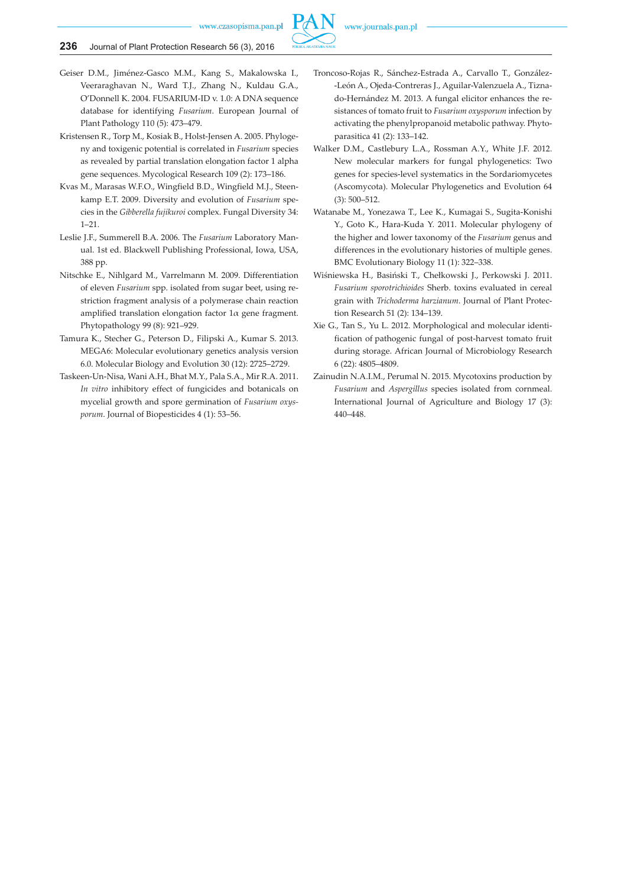Geiser D.M., Jiménez-Gasco M.M., Kang S., Makalowska I., Veeraraghavan N., Ward T.J., Zhang N., Kuldau G.A., O'Donnell K. 2004. FUSARIUM-ID v. 1.0: A DNA sequence database for identifying *Fusarium*. European Journal of Plant Pathology 110 (5): 473–479.

Kristensen R., Torp M., Kosiak B., Holst-Jensen A. 2005. Phylogeny and toxigenic potential is correlated in *Fusarium* species as revealed by partial translation elongation factor 1 alpha gene sequences. Mycological Research 109 (2): 173–186.

Kvas M., Marasas W.F.O., Wingfield B.D., Wingfield M.J., Steenkamp E.T. 2009. Diversity and evolution of *Fusarium* species in the *Gibberella fujikuroi* complex. Fungal Diversity 34: 1–21.

Leslie J.F., Summerell B.A. 2006. The *Fusarium* Laboratory Manual. 1st ed. Blackwell Publishing Professional, Iowa, USA, 388 pp.

Nitschke E., Nihlgard M., Varrelmann M. 2009. Differentiation of eleven *Fusarium* spp. isolated from sugar beet, using restriction fragment analysis of a polymerase chain reaction amplified translation elongation factor 1$\alpha$ gene fragment. Phytopathology 99 (8): 921–929.

Tamura K., Stecher G., Peterson D., Filipski A., Kumar S. 2013. MEGA6: Molecular evolutionary genetics analysis version 6.0. Molecular Biology and Evolution 30 (12): 2725–2729.

Taskeen-Un-Nisa, Wani A.H., Bhat M.Y., Pala S.A., Mir R.A. 2011. *In vitro* inhibitory effect of fungicides and botanicals on mycelial growth and spore germination of *Fusarium oxysporum*. Journal of Biopesticides 4 (1): 53–56.

Troncoso-Rojas R., Sánchez-Estrada A., Carvallo T., González-León A., Ojeda-Contreras J., Aguilar-Valenzuela A., Tiznado-Hernández M. 2013. A fungal elicitor enhances the resistances of tomato fruit to *Fusarium oxysporum* infection by activating the phenylpropanoid metabolic pathway. Phytoparasitica 41 (2): 133–142.

Walker D.M., Castlebury L.A., Rossman A.Y., White J.F. 2012. New molecular markers for fungal phylogenetics: Two genes for species-level systematics in the Sordariomycetes (Ascomycota). Molecular Phylogenetics and Evolution 64 (3): 500–512.

Watanabe M., Yonezawa T., Lee K., Kumagai S., Sugita-Konishi Y., Goto K., Hara-Kuda Y. 2011. Molecular phylogeny of the higher and lower taxonomy of the *Fusarium* genus and differences in the evolutionary histories of multiple genes. BMC Evolutionary Biology 11 (1): 322–338.

Wiśniewska H., Basiński T., Chełkowski J., Perkowski J. 2011. *Fusarium sporotrichioides* Sherb. toxins evaluated in cereal grain with *Trichoderma harzianum*. Journal of Plant Protection Research 51 (2): 134–139.

Xie G., Tan S., Yu L. 2012. Morphological and molecular identification of pathogenic fungal of post-harvest tomato fruit during storage. African Journal of Microbiology Research 6 (22): 4805–4809.

Zainudin N.A.I.M., Perumal N. 2015. Mycotoxins production by *Fusarium* and *Aspergillus* species isolated from cornmeal. International Journal of Agriculture and Biology 17 (3): 440–448.